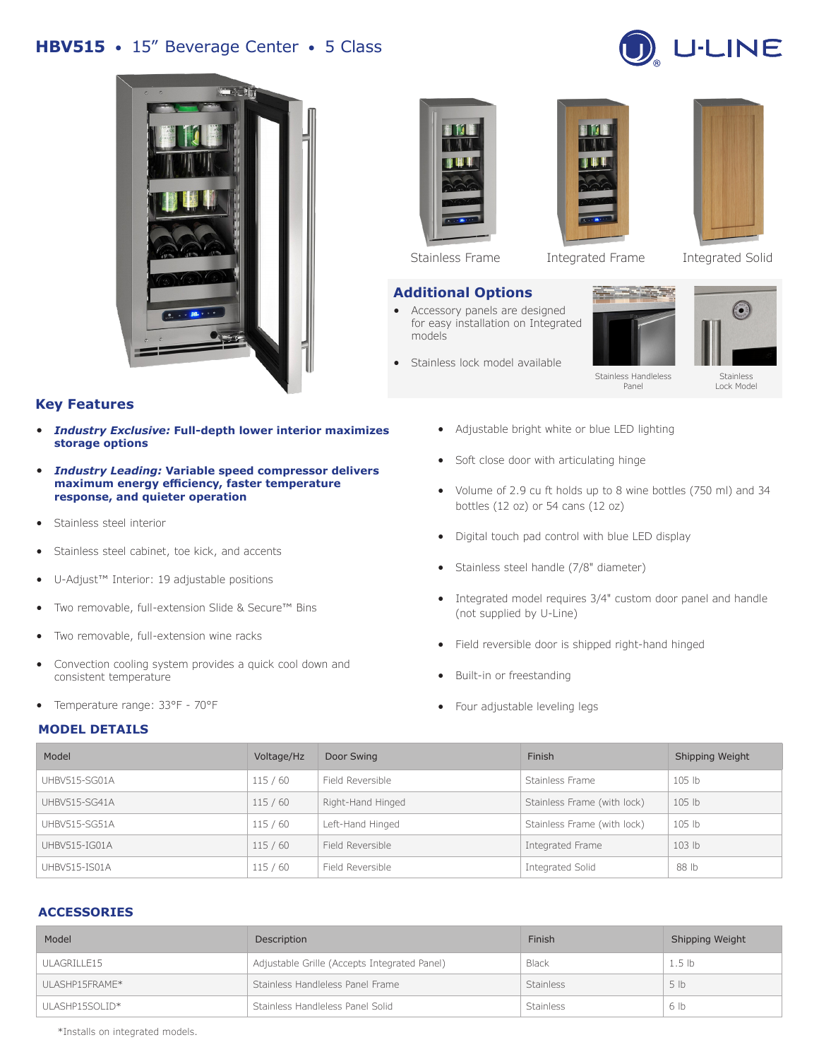# HBV515 • 15" Beverage Center • 5 Class

U-LINE

Stainless Frame

Integrated Frame

Integrated Solid

## Additional Options

- Accessory panels are designed for easy installation on Integrated models
- Stainless lock model available

Stainless Handleless Panel

Stainless Lock Model

## Key Features

- ***Industry Exclusive:* Full-depth lower interior maximizes storage options**
- ***Industry Leading:* Variable speed compressor delivers maximum energy efficiency, faster temperature response, and quieter operation**
- Stainless steel interior
- Stainless steel cabinet, toe kick, and accents
- U-Adjust™ Interior: 19 adjustable positions
- Two removable, full-extension Slide & Secure™ Bins
- Two removable, full-extension wine racks
- Convection cooling system provides a quick cool down and consistent temperature
- Temperature range: 33°F - 70°F
- Adjustable bright white or blue LED lighting
- Soft close door with articulating hinge
- Volume of 2.9 cu ft holds up to 8 wine bottles (750 ml) and 34 bottles (12 oz) or 54 cans (12 oz)
- Digital touch pad control with blue LED display
- Stainless steel handle (7/8" diameter)
- Integrated model requires 3/4" custom door panel and handle (not supplied by U-Line)
- Field reversible door is shipped right-hand hinged
- Built-in or freestanding
- Four adjustable leveling legs

## MODEL DETAILS

| Model | Voltage/Hz | Door Swing | Finish | Shipping Weight |
|---|---|---|---|---|
| UHBV515-SG01A | 115 / 60 | Field Reversible | Stainless Frame | 105 lb |
| UHBV515-SG41A | 115 / 60 | Right-Hand Hinged | Stainless Frame (with lock) | 105 lb |
| UHBV515-SG51A | 115 / 60 | Left-Hand Hinged | Stainless Frame (with lock) | 105 lb |
| UHBV515-IG01A | 115 / 60 | Field Reversible | Integrated Frame | 103 lb |
| UHBV515-IS01A | 115 / 60 | Field Reversible | Integrated Solid | 88 lb |

## ACCESSORIES

| Model | Description | Finish | Shipping Weight |
|---|---|---|---|
| ULAGRILLE15 | Adjustable Grille (Accepts Integrated Panel) | Black | 1.5 lb |
| ULASHP15FRAME* | Stainless Handleless Panel Frame | Stainless | 5 lb |
| ULASHP15SOLID* | Stainless Handleless Panel Solid | Stainless | 6 lb |

*Installs on integrated models.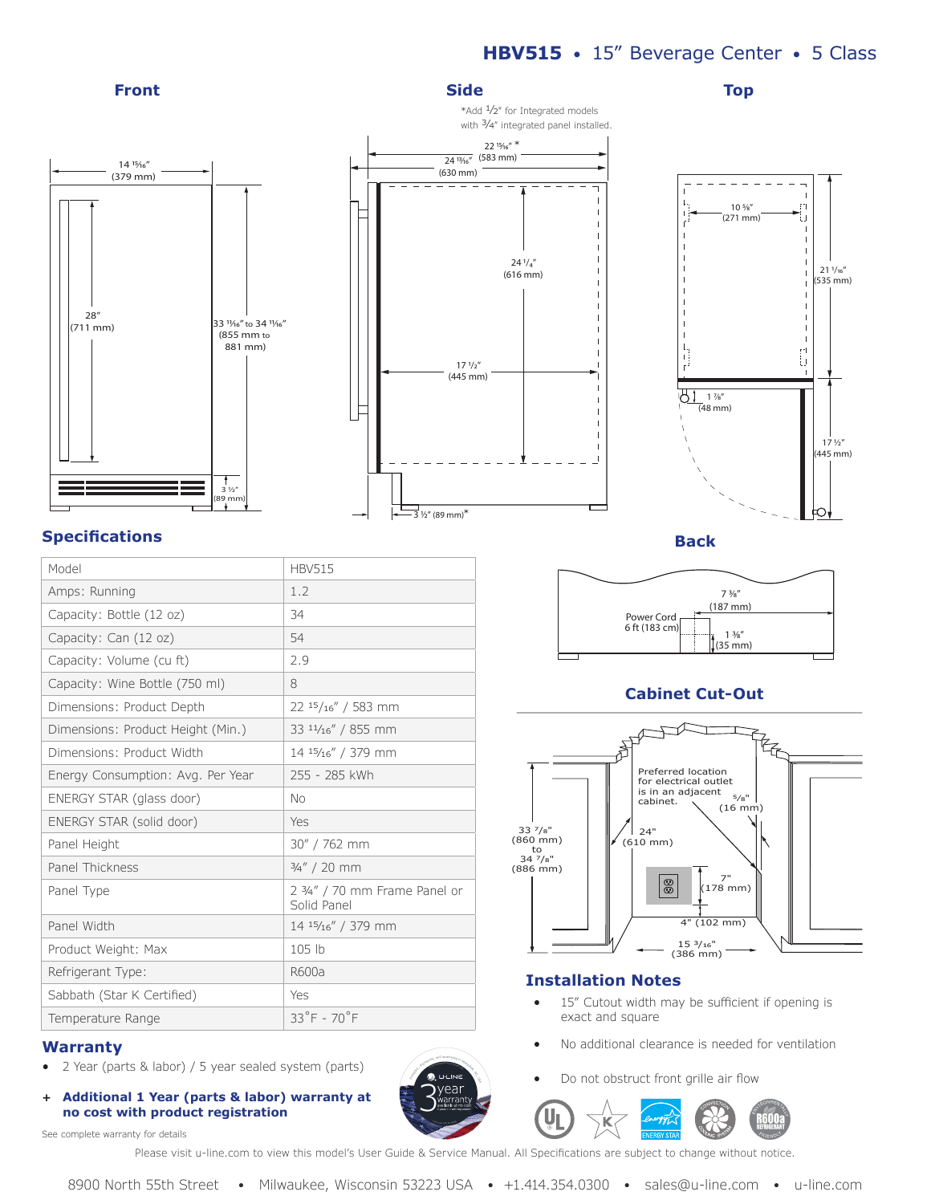# HBV515 • 15″ Beverage Center • 5 Class

## Front

14 15⁄16″ (379 mm)

28″ (711 mm)

33 11⁄16″ to 34 11⁄16″ (855 mm to 881 mm)

3 ½″ (89 mm)

## Side

*Add ½″ for Integrated models with ¾″ integrated panel installed.

22 15⁄16″ * (583 mm)

24 13⁄16″ (630 mm)

24 ¼″ (616 mm)

17 ½″ (445 mm)

3 ½″ (89 mm)*

## Top

10 ⅝″ (271 mm)

21 1⁄16″ (535 mm)

1 ⅞″ (48 mm)

17 ½″ (445 mm)

## Specifications

| | |
|---|---|
| Model | HBV515 |
| Amps: Running | 1.2 |
| Capacity: Bottle (12 oz) | 34 |
| Capacity: Can (12 oz) | 54 |
| Capacity: Volume (cu ft) | 2.9 |
| Capacity: Wine Bottle (750 ml) | 8 |
| Dimensions: Product Depth | 22 15⁄16″ / 583 mm |
| Dimensions: Product Height (Min.) | 33 11⁄16″ / 855 mm |
| Dimensions: Product Width | 14 15⁄16″ / 379 mm |
| Energy Consumption: Avg. Per Year | 255 - 285 kWh |
| ENERGY STAR (glass door) | No |
| ENERGY STAR (solid door) | Yes |
| Panel Height | 30″ / 762 mm |
| Panel Thickness | ¾″ / 20 mm |
| Panel Type | 2 ¾″ / 70 mm Frame Panel or Solid Panel |
| Panel Width | 14 15⁄16″ / 379 mm |
| Product Weight: Max | 105 lb |
| Refrigerant Type: | R600a |
| Sabbath (Star K Certified) | Yes |
| Temperature Range | 33˚F - 70˚F |

## Back

7 ⅜″ (187 mm)

Power Cord 6 ft (183 cm)

1 ⅜″ (35 mm)

## Cabinet Cut-Out

Preferred location for electrical outlet is in an adjacent cabinet.

⅝″ (16 mm)

33 ⅞″ (860 mm) to 34 ⅞″ (886 mm)

24″ (610 mm)

7″ (178 mm)

4″ (102 mm)

15 3⁄16″ (386 mm)

## Installation Notes

- 15″ Cutout width may be sufficient if opening is exact and square
- No additional clearance is needed for ventilation
- Do not obstruct front grille air flow

## Warranty

- 2 Year (parts & labor) / 5 year sealed system (parts)

**+ Additional 1 Year (parts & labor) warranty at no cost with product registration**

See complete warranty for details

Please visit u-line.com to view this model's User Guide & Service Manual. All Specifications are subject to change without notice.

8900 North 55th Street • Milwaukee, Wisconsin 53223 USA • +1.414.354.0300 • sales@u-line.com • u-line.com